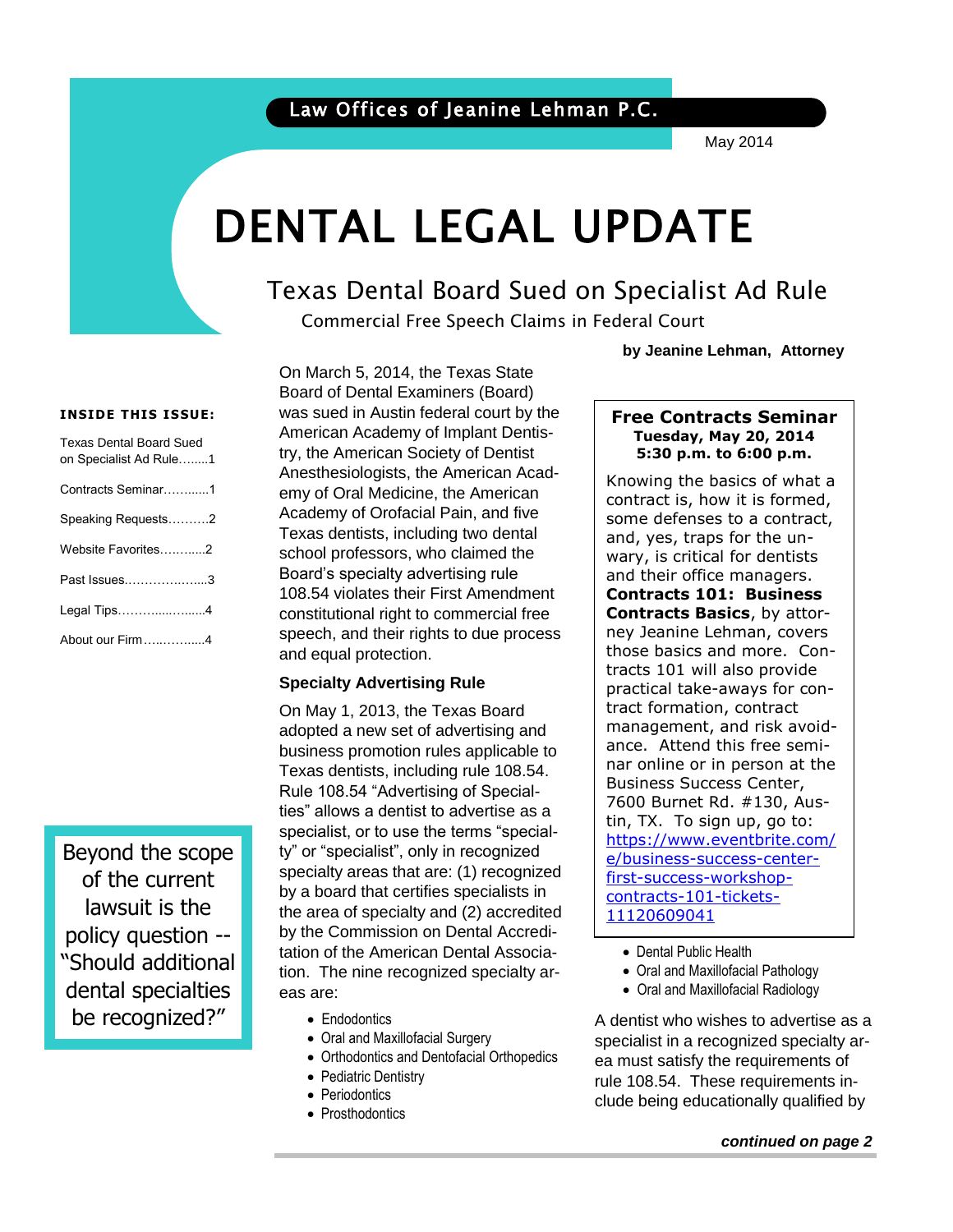Law Offices of Jeanine Lehman P.C.

May 2014

# DENTAL LEGAL UPDATE

## Texas Dental Board Sued on Specialist Ad Rule

### Commercial Free Speech Claims in Federal Court

**by Jeanine Lehman, Attorney**

**INSIDE THIS ISSUE:**

- Texas Dental Board Sued on Specialist Ad Rule........1
- Contracts Seminar…….......1
- Speaking Requests……….2
- Website Favorites……......2
- Past Issues.……………......3
- Legal Tips………......…......4
- About our Firm…..……......4

> Beyond the scope of the current lawsuit is the policy question -- "Should additional dental specialties be recognized?"

On March 5, 2014, the Texas State Board of Dental Examiners (Board) was sued in Austin federal court by the American Academy of Implant Dentistry, the American Society of Dentist Anesthesiologists, the American Academy of Oral Medicine, the American Academy of Orofacial Pain, and five Texas dentists, including two dental school professors, who claimed the Board's specialty advertising rule 108.54 violates their First Amendment constitutional right to commercial free speech, and their rights to due process and equal protection.

**Specialty Advertising Rule**

On May 1, 2013, the Texas Board adopted a new set of advertising and business promotion rules applicable to Texas dentists, including rule 108.54. Rule 108.54 "Advertising of Specialties" allows a dentist to advertise as a specialist, or to use the terms "specialty" or "specialist", only in recognized specialty areas that are: (1) recognized by a board that certifies specialists in the area of specialty and (2) accredited by the Commission on Dental Accreditation of the American Dental Association. The nine recognized specialty areas are:

- Endodontics
- Oral and Maxillofacial Surgery
- Orthodontics and Dentofacial Orthopedics
- Pediatric Dentistry
- Periodontics
- Prosthodontics
- Dental Public Health
- Oral and Maxillofacial Pathology
- Oral and Maxillofacial Radiology

A dentist who wishes to advertise as a specialist in a recognized specialty area must satisfy the requirements of rule 108.54. These requirements include being educationally qualified by

*continued on page 2*

---

**Free Contracts Seminar**
**Tuesday, May 20, 2014**
**5:30 p.m. to 6:00 p.m.**

Knowing the basics of what a contract is, how it is formed, some defenses to a contract, and, yes, traps for the unwary, is critical for dentists and their office managers. **Contracts 101: Business Contracts Basics**, by attorney Jeanine Lehman, covers those basics and more. Contracts 101 will also provide practical take-aways for contract formation, contract management, and risk avoidance. Attend this free seminar online or in person at the Business Success Center, 7600 Burnet Rd. #130, Austin, TX. To sign up, go to: https://www.eventbrite.com/e/business-success-center-first-success-workshop-contracts-101-tickets-11120609041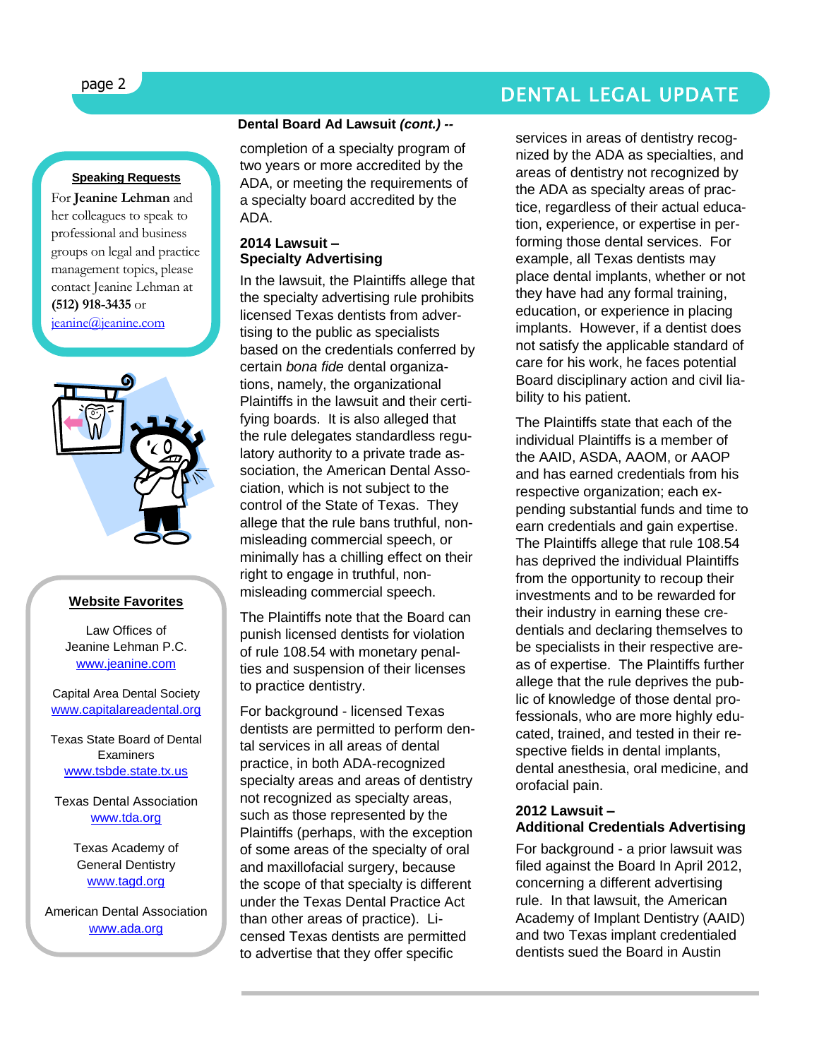### Speaking Requests

For **Jeanine Lehman** and her colleagues to speak to professional and business groups on legal and practice management topics, please contact Jeanine Lehman at **(512) 918-3435** or jeanine@jeanine.com

### Website Favorites

Law Offices of Jeanine Lehman P.C.
www.jeanine.com

Capital Area Dental Society
www.capitalareadental.org

Texas State Board of Dental Examiners
www.tsbde.state.tx.us

Texas Dental Association
www.tda.org

Texas Academy of General Dentistry
www.tagd.org

American Dental Association
www.ada.org

**Dental Board Ad Lawsuit *(cont.)* --**

completion of a specialty program of two years or more accredited by the ADA, or meeting the requirements of a specialty board accredited by the ADA.

### 2014 Lawsuit – Specialty Advertising

In the lawsuit, the Plaintiffs allege that the specialty advertising rule prohibits licensed Texas dentists from advertising to the public as specialists based on the credentials conferred by certain *bona fide* dental organizations, namely, the organizational Plaintiffs in the lawsuit and their certifying boards. It is also alleged that the rule delegates standardless regulatory authority to a private trade association, the American Dental Association, which is not subject to the control of the State of Texas. They allege that the rule bans truthful, non-misleading commercial speech, or minimally has a chilling effect on their right to engage in truthful, non-misleading commercial speech.

The Plaintiffs note that the Board can punish licensed dentists for violation of rule 108.54 with monetary penalties and suspension of their licenses to practice dentistry.

For background - licensed Texas dentists are permitted to perform dental services in all areas of dental practice, in both ADA-recognized specialty areas and areas of dentistry not recognized as specialty areas, such as those represented by the Plaintiffs (perhaps, with the exception of some areas of the specialty of oral and maxillofacial surgery, because the scope of that specialty is different under the Texas Dental Practice Act than other areas of practice). Licensed Texas dentists are permitted to advertise that they offer specific services in areas of dentistry recognized by the ADA as specialties, and areas of dentistry not recognized by the ADA as specialty areas of practice, regardless of their actual education, experience, or expertise in performing those dental services. For example, all Texas dentists may place dental implants, whether or not they have had any formal training, education, or experience in placing implants. However, if a dentist does not satisfy the applicable standard of care for his work, he faces potential Board disciplinary action and civil liability to his patient.

The Plaintiffs state that each of the individual Plaintiffs is a member of the AAID, ASDA, AAOM, or AAOP and has earned credentials from his respective organization; each expending substantial funds and time to earn credentials and gain expertise. The Plaintiffs allege that rule 108.54 has deprived the individual Plaintiffs from the opportunity to recoup their investments and to be rewarded for their industry in earning these credentials and declaring themselves to be specialists in their respective areas of expertise. The Plaintiffs further allege that the rule deprives the public of knowledge of those dental professionals, who are more highly educated, trained, and tested in their respective fields in dental implants, dental anesthesia, oral medicine, and orofacial pain.

### 2012 Lawsuit – Additional Credentials Advertising

For background - a prior lawsuit was filed against the Board In April 2012, concerning a different advertising rule. In that lawsuit, the American Academy of Implant Dentistry (AAID) and two Texas implant credentialed dentists sued the Board in Austin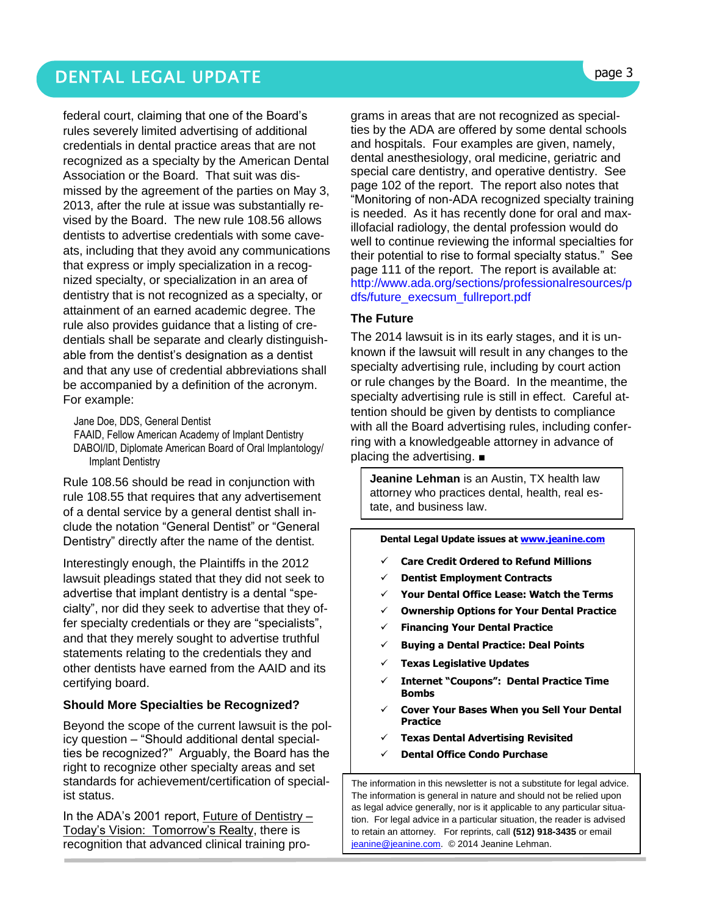federal court, claiming that one of the Board's rules severely limited advertising of additional credentials in dental practice areas that are not recognized as a specialty by the American Dental Association or the Board. That suit was dismissed by the agreement of the parties on May 3, 2013, after the rule at issue was substantially revised by the Board. The new rule 108.56 allows dentists to advertise credentials with some caveats, including that they avoid any communications that express or imply specialization in a recognized specialty, or specialization in an area of dentistry that is not recognized as a specialty, or attainment of an earned academic degree. The rule also provides guidance that a listing of credentials shall be separate and clearly distinguishable from the dentist's designation as a dentist and that any use of credential abbreviations shall be accompanied by a definition of the acronym. For example:

Jane Doe, DDS, General Dentist
FAAID, Fellow American Academy of Implant Dentistry
DABOI/ID, Diplomate American Board of Oral Implantology/ Implant Dentistry

Rule 108.56 should be read in conjunction with rule 108.55 that requires that any advertisement of a dental service by a general dentist shall include the notation "General Dentist" or "General Dentistry" directly after the name of the dentist.

Interestingly enough, the Plaintiffs in the 2012 lawsuit pleadings stated that they did not seek to advertise that implant dentistry is a dental "specialty", nor did they seek to advertise that they offer specialty credentials or they are "specialists", and that they merely sought to advertise truthful statements relating to the credentials they and other dentists have earned from the AAID and its certifying board.

### Should More Specialties be Recognized?

Beyond the scope of the current lawsuit is the policy question – "Should additional dental specialties be recognized?" Arguably, the Board has the right to recognize other specialty areas and set standards for achievement/certification of specialist status.

In the ADA's 2001 report, Future of Dentistry – Today's Vision: Tomorrow's Realty, there is recognition that advanced clinical training programs in areas that are not recognized as specialties by the ADA are offered by some dental schools and hospitals. Four examples are given, namely, dental anesthesiology, oral medicine, geriatric and special care dentistry, and operative dentistry. See page 102 of the report. The report also notes that "Monitoring of non-ADA recognized specialty training is needed. As it has recently done for oral and maxillofacial radiology, the dental profession would do well to continue reviewing the informal specialties for their potential to rise to formal specialty status." See page 111 of the report. The report is available at: http://www.ada.org/sections/professionalresources/pdfs/future_execsum_fullreport.pdf

### The Future

The 2014 lawsuit is in its early stages, and it is unknown if the lawsuit will result in any changes to the specialty advertising rule, including by court action or rule changes by the Board. In the meantime, the specialty advertising rule is still in effect. Careful attention should be given by dentists to compliance with all the Board advertising rules, including conferring with a knowledgeable attorney in advance of placing the advertising. ■

**Jeanine Lehman** is an Austin, TX health law attorney who practices dental, health, real estate, and business law.

**Dental Legal Update issues at www.jeanine.com**

- ✓ **Care Credit Ordered to Refund Millions**
- ✓ **Dentist Employment Contracts**
- ✓ **Your Dental Office Lease: Watch the Terms**
- ✓ **Ownership Options for Your Dental Practice**
- ✓ **Financing Your Dental Practice**
- ✓ **Buying a Dental Practice: Deal Points**
- ✓ **Texas Legislative Updates**
- ✓ **Internet "Coupons": Dental Practice Time Bombs**
- ✓ **Cover Your Bases When you Sell Your Dental Practice**
- ✓ **Texas Dental Advertising Revisited**
- ✓ **Dental Office Condo Purchase**

The information in this newsletter is not a substitute for legal advice. The information is general in nature and should not be relied upon as legal advice generally, nor is it applicable to any particular situation. For legal advice in a particular situation, the reader is advised to retain an attorney. For reprints, call **(512) 918-3435** or email jeanine@jeanine.com. © 2014 Jeanine Lehman.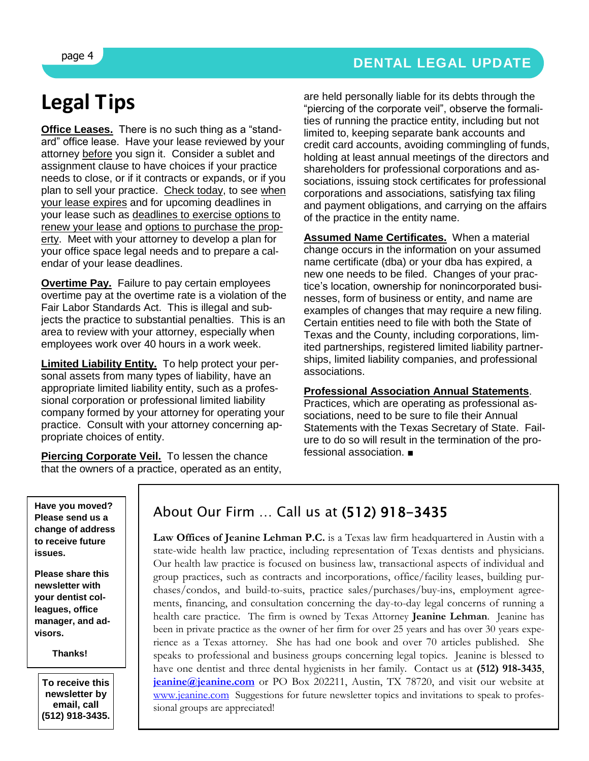# Legal Tips

**Office Leases.** There is no such thing as a "standard" office lease. Have your lease reviewed by your attorney before you sign it. Consider a sublet and assignment clause to have choices if your practice needs to close, or if it contracts or expands, or if you plan to sell your practice. Check today, to see when your lease expires and for upcoming deadlines in your lease such as deadlines to exercise options to renew your lease and options to purchase the property. Meet with your attorney to develop a plan for your office space legal needs and to prepare a calendar of your lease deadlines.

**Overtime Pay.** Failure to pay certain employees overtime pay at the overtime rate is a violation of the Fair Labor Standards Act. This is illegal and subjects the practice to substantial penalties. This is an area to review with your attorney, especially when employees work over 40 hours in a work week.

**Limited Liability Entity.** To help protect your personal assets from many types of liability, have an appropriate limited liability entity, such as a professional corporation or professional limited liability company formed by your attorney for operating your practice. Consult with your attorney concerning appropriate choices of entity.

**Piercing Corporate Veil.** To lessen the chance that the owners of a practice, operated as an entity, are held personally liable for its debts through the "piercing of the corporate veil", observe the formalities of running the practice entity, including but not limited to, keeping separate bank accounts and credit card accounts, avoiding commingling of funds, holding at least annual meetings of the directors and shareholders for professional corporations and associations, issuing stock certificates for professional corporations and associations, satisfying tax filing and payment obligations, and carrying on the affairs of the practice in the entity name.

**Assumed Name Certificates.** When a material change occurs in the information on your assumed name certificate (dba) or your dba has expired, a new one needs to be filed. Changes of your practice's location, ownership for nonincorporated businesses, form of business or entity, and name are examples of changes that may require a new filing. Certain entities need to file with both the State of Texas and the County, including corporations, limited partnerships, registered limited liability partnerships, limited liability companies, and professional associations.

**Professional Association Annual Statements**. Practices, which are operating as professional associations, need to be sure to file their Annual Statements with the Texas Secretary of State. Failure to do so will result in the termination of the professional association. ■

**Have you moved? Please send us a change of address to receive future issues.**

**Please share this newsletter with your dentist colleagues, office manager, and advisors.**

**Thanks!**

**To receive this newsletter by email, call (512) 918-3435.**

## About Our Firm … Call us at (512) 918-3435

**Law Offices of Jeanine Lehman P.C.** is a Texas law firm headquartered in Austin with a state-wide health law practice, including representation of Texas dentists and physicians. Our health law practice is focused on business law, transactional aspects of individual and group practices, such as contracts and incorporations, office/facility leases, building purchases/condos, and build-to-suits, practice sales/purchases/buy-ins, employment agreements, financing, and consultation concerning the day-to-day legal concerns of running a health care practice. The firm is owned by Texas Attorney **Jeanine Lehman**. Jeanine has been in private practice as the owner of her firm for over 25 years and has over 30 years experience as a Texas attorney. She has had one book and over 70 articles published. She speaks to professional and business groups concerning legal topics. Jeanine is blessed to have one dentist and three dental hygienists in her family. Contact us at **(512) 918-3435**, **jeanine@jeanine.com** or PO Box 202221, Austin, TX 78720, and visit our website at www.jeanine.com Suggestions for future newsletter topics and invitations to speak to professional groups are appreciated!